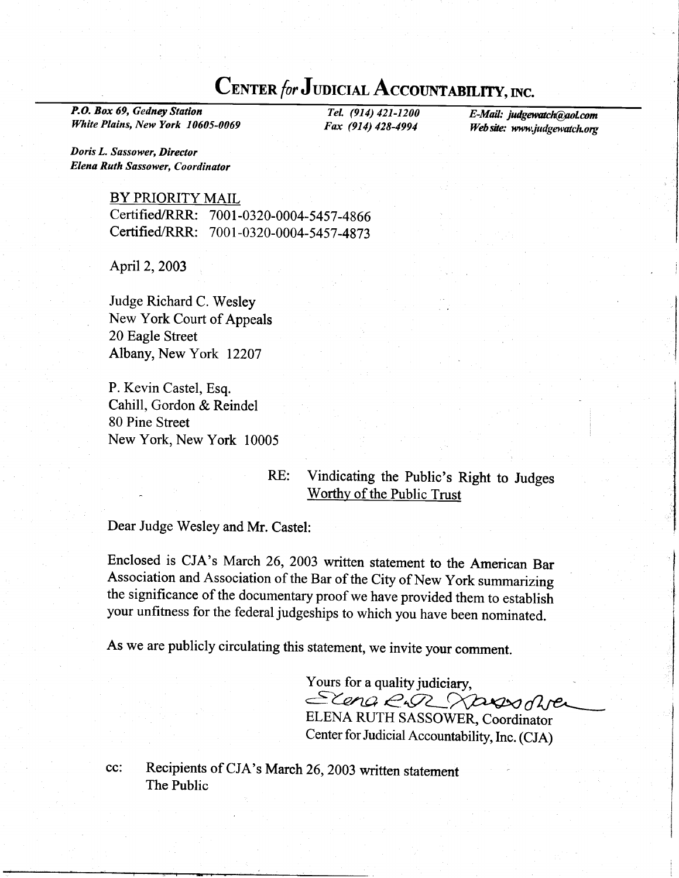# CENTER *for* JUDICIAL ACCOUNTABILITY, INC.

*P.O. Box 69, Gedney Station*
*White Plains, New York 10605-0069*

*Tel. (914) 421-1200*
*Fax (914) 428-4994*

*E-Mail: judgewatch@aol.com*
*Web site: www.judgewatch.org*

*Doris L. Sassower, Director*
*Elena Ruth Sassower, Coordinator*

BY PRIORITY MAIL
Certified/RRR: 7001-0320-0004-5457-4866
Certified/RRR: 7001-0320-0004-5457-4873

April 2, 2003

Judge Richard C. Wesley
New York Court of Appeals
20 Eagle Street
Albany, New York 12207

P. Kevin Castel, Esq.
Cahill, Gordon & Reindel
80 Pine Street
New York, New York 10005

RE: Vindicating the Public's Right to Judges Worthy of the Public Trust

Dear Judge Wesley and Mr. Castel:

Enclosed is CJA's March 26, 2003 written statement to the American Bar Association and Association of the Bar of the City of New York summarizing the significance of the documentary proof we have provided them to establish your unfitness for the federal judgeships to which you have been nominated.

As we are publicly circulating this statement, we invite your comment.

Yours for a quality judiciary,

*Elena Ruth Sassower*

ELENA RUTH SASSOWER, Coordinator
Center for Judicial Accountability, Inc. (CJA)

cc: Recipients of CJA's March 26, 2003 written statement
The Public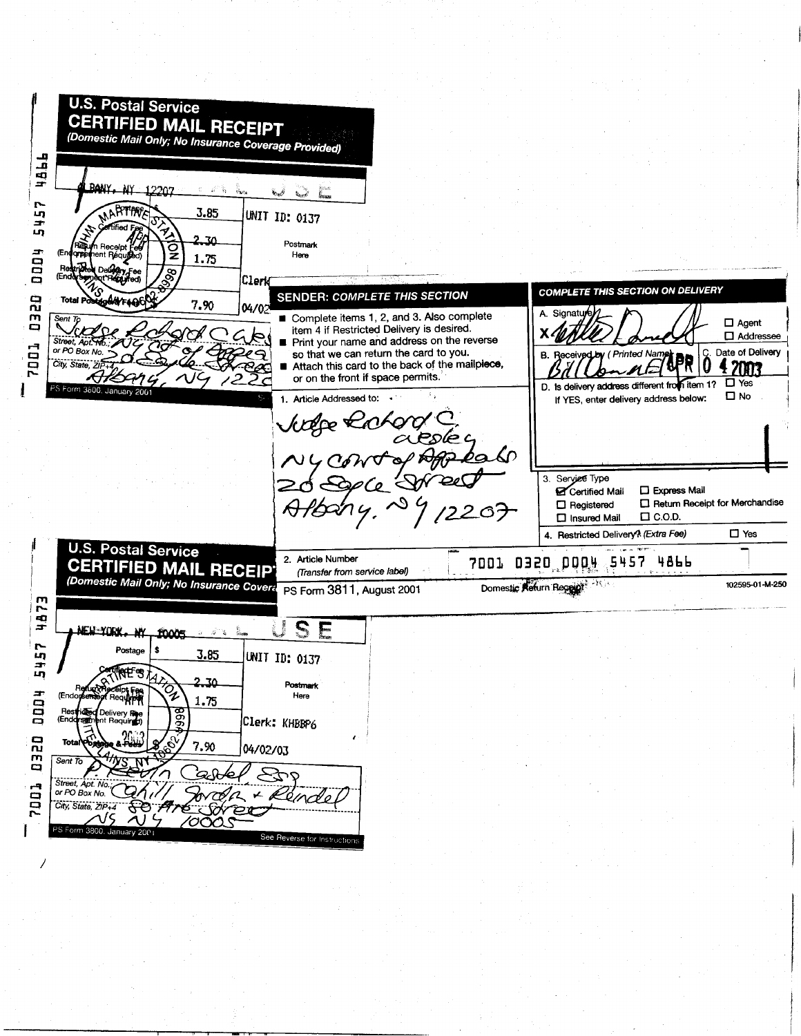7001 0320 0004 5457 4866

## U.S. Postal Service
## CERTIFIED MAIL RECEIPT
*(Domestic Mail Only; No Insurance Coverage Provided)*

ALBANY, NY 12207

| | | |
|---|---|---|
| Postage | $ 3.85 | UNIT ID: 0137 |
| Certified Fee | 2.30 | |
| Return Receipt Fee (Endorsement Required) | 1.75 | Postmark Here |
| Restricted Delivery Fee (Endorsement Required) | | Clerk |
| Total Postage & Fees | $ 7.90 | 04/02 |

Postmark: MARTINE STATION, WHITE PLAINS, NY 10602-9998, APR 2003

Sent To: Judge Richard C Wesley
Street, Apt. No.; or PO Box No.: NY Ct of Appeals, 20 Eagle Street
City, State, ZIP+4: Albany, NY 1220

PS Form 3800, January 2001

---

**SENDER: COMPLETE THIS SECTION**

- Complete items 1, 2, and 3. Also complete item 4 if Restricted Delivery is desired.
- Print your name and address on the reverse so that we can return the card to you.
- Attach this card to the back of the mailpiece, or on the front if space permits.

1. Article Addressed to:

Judge Richard C. Wesley
NY Court of Appeals
20 Eagle Street
Albany, NY 12207

2. Article Number (Transfer from service label): 7001 0320 0004 5457 4866

PS Form 3811, August 2001 — Domestic Return Receipt — 102595-01-M-250

**COMPLETE THIS SECTION ON DELIVERY**

A. Signature: X [signature] ☐ Agent ☐ Addressee

B. Received by (Printed Name): Bill Donnelly

C. Date of Delivery: APR 04 2003

D. Is delivery address different from item 1? ☐ Yes
If YES, enter delivery address below: ☐ No

3. Service Type
- ☑ Certified Mail
- ☐ Express Mail
- ☐ Registered
- ☐ Return Receipt for Merchandise
- ☐ Insured Mail
- ☐ C.O.D.

4. Restricted Delivery? (Extra Fee) ☐ Yes

---

7001 0320 0004 5457 4873

## U.S. Postal Service
## CERTIFIED MAIL RECEIPT
*(Domestic Mail Only; No Insurance Coverage Provided)*

NEW YORK, NY 10005

| | | |
|---|---|---|
| Postage | $ 3.85 | UNIT ID: 0137 |
| Certified Fee | 2.30 | |
| Return Receipt Fee (Endorsement Required) | 1.75 | Postmark Here |
| Restricted Delivery Fee (Endorsement Required) | | Clerk: KHBBP6 |
| Total Postage & Fees | $ 7.90 | 04/02/03 |

Postmark: MARTINE STATION, WHITE PLAINS, NY 10602-9998, APR 2003

Sent To: P Kevin Castel Esq
Street, Apt. No.; or PO Box No.: Cahill Gordon + Reindel, 80 Pine Street
City, State, ZIP+4: NY NY 10005

PS Form 3800, January 2001 — See Reverse for Instructions